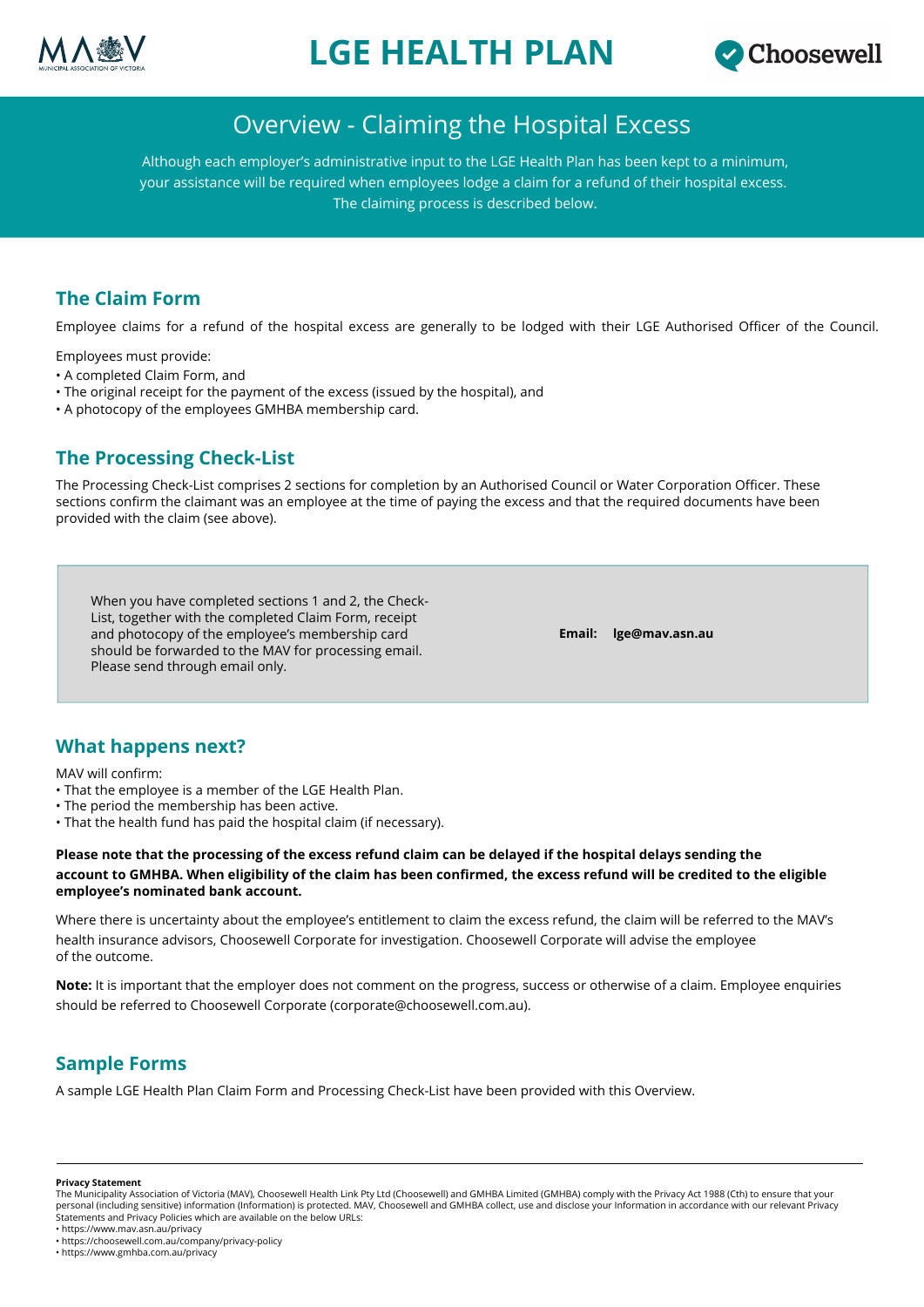# LGE HEALTH PLAN

## Overview - Claiming the Hospital Excess

Although each employer's administrative input to the LGE Health Plan has been kept to a minimum, your assistance will be required when employees lodge a claim for a refund of their hospital excess. The claiming process is described below.

### The Claim Form

Employee claims for a refund of the hospital excess are generally to be lodged with their LGE Authorised Officer of the Council.

Employees must provide:

- A completed Claim Form, and
- The original receipt for the payment of the excess (issued by the hospital), and
- A photocopy of the employees GMHBA membership card.

### The Processing Check-List

The Processing Check-List comprises 2 sections for completion by an Authorised Council or Water Corporation Officer. These sections confirm the claimant was an employee at the time of paying the excess and that the required documents have been provided with the claim (see above).

When you have completed sections 1 and 2, the Check-List, together with the completed Claim Form, receipt and photocopy of the employee's membership card should be forwarded to the MAV for processing email. Please send through email only.

**Email: lge@mav.asn.au**

### What happens next?

MAV will confirm:

- That the employee is a member of the LGE Health Plan.
- The period the membership has been active.
- That the health fund has paid the hospital claim (if necessary).

**Please note that the processing of the excess refund claim can be delayed if the hospital delays sending the account to GMHBA. When eligibility of the claim has been confirmed, the excess refund will be credited to the eligible employee's nominated bank account.**

Where there is uncertainty about the employee's entitlement to claim the excess refund, the claim will be referred to the MAV's health insurance advisors, Choosewell Corporate for investigation. Choosewell Corporate will advise the employee of the outcome.

**Note:** It is important that the employer does not comment on the progress, success or otherwise of a claim. Employee enquiries should be referred to Choosewell Corporate (corporate@choosewell.com.au).

### Sample Forms

A sample LGE Health Plan Claim Form and Processing Check-List have been provided with this Overview.

---

**Privacy Statement**

The Municipality Association of Victoria (MAV), Choosewell Health Link Pty Ltd (Choosewell) and GMHBA Limited (GMHBA) comply with the Privacy Act 1988 (Cth) to ensure that your personal (including sensitive) information (Information) is protected. MAV, Choosewell and GMHBA collect, use and disclose your Information in accordance with our relevant Privacy Statements and Privacy Policies which are available on the below URLs:

- https://www.mav.asn.au/privacy
- https://choosewell.com.au/company/privacy-policy
- https://www.gmhba.com.au/privacy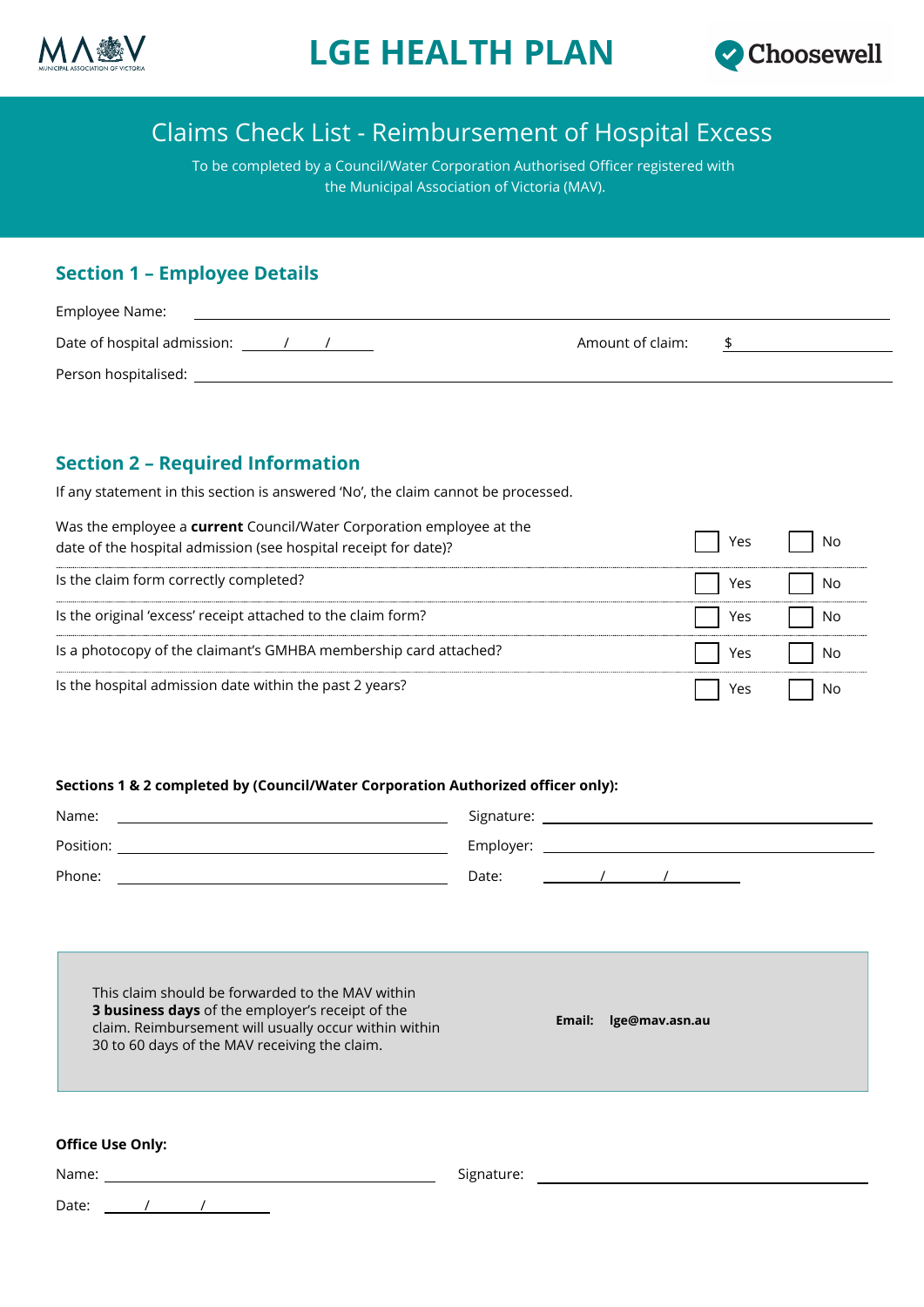# LGE HEALTH PLAN

## Claims Check List - Reimbursement of Hospital Excess

To be completed by a Council/Water Corporation Authorised Officer registered with the Municipal Association of Victoria (MAV).

### Section 1 – Employee Details

Employee Name: ______________________________

Date of hospital admission: ____/____/____ Amount of claim: $ ______________

Person hospitalised: ______________________________

### Section 2 – Required Information

If any statement in this section is answered 'No', the claim cannot be processed.

| Question | | |
|---|---|---|
| Was the employee a **current** Council/Water Corporation employee at the date of the hospital admission (see hospital receipt for date)? | ☐ Yes | ☐ No |
| Is the claim form correctly completed? | ☐ Yes | ☐ No |
| Is the original 'excess' receipt attached to the claim form? | ☐ Yes | ☐ No |
| Is a photocopy of the claimant's GMHBA membership card attached? | ☐ Yes | ☐ No |
| Is the hospital admission date within the past 2 years? | ☐ Yes | ☐ No |

**Sections 1 & 2 completed by (Council/Water Corporation Authorized officer only):**

Name: ______________________ Signature: ______________________

Position: ______________________ Employer: ______________________

Phone: ______________________ Date: ____/____/____

This claim should be forwarded to the MAV within **3 business days** of the employer's receipt of the claim. Reimbursement will usually occur within within 30 to 60 days of the MAV receiving the claim.

**Email: lge@mav.asn.au**

**Office Use Only:**

Name: ______________________ Signature: ______________________

Date: ____/____/____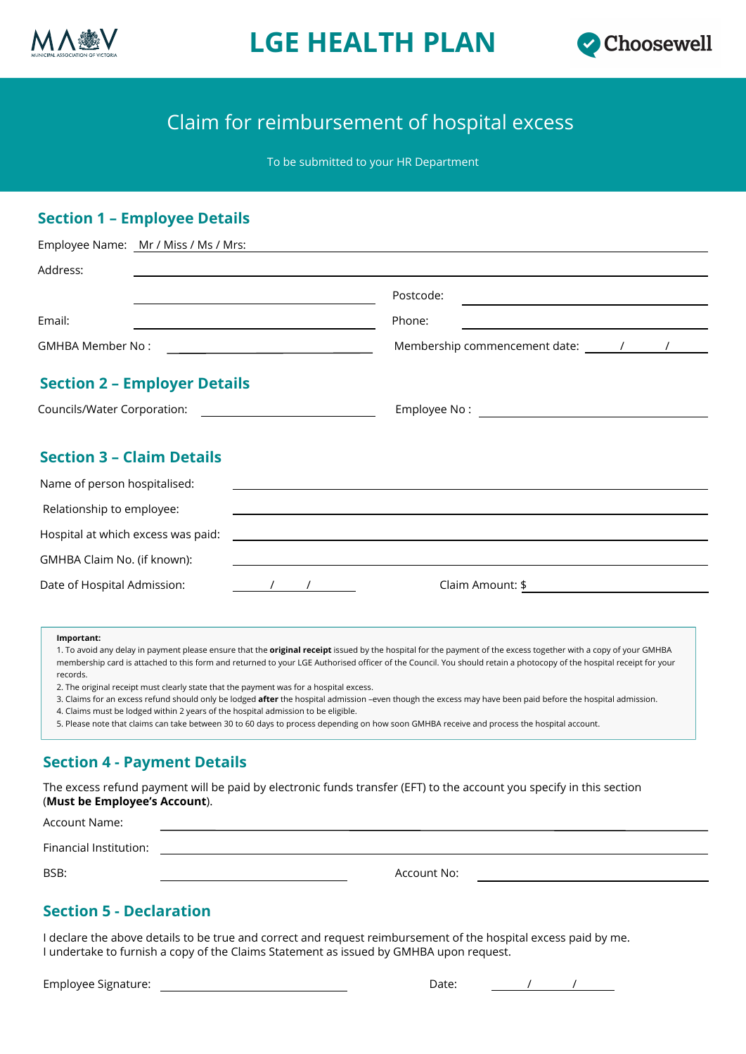# LGE HEALTH PLAN

## Claim for reimbursement of hospital excess

To be submitted to your HR Department

## Section 1 – Employee Details

Employee Name: Mr / Miss / Ms / Mrs: ______________________

Address: ______________________

______________________ Postcode: ______________________

Email: ______________________ Phone: ______________________

GMHBA Member No : ______________________ Membership commencement date: ____ / ____ / ____

## Section 2 – Employer Details

Councils/Water Corporation: ______________________ Employee No : ______________________

## Section 3 – Claim Details

Name of person hospitalised: ______________________

Relationship to employee: ______________________

Hospital at which excess was paid: ______________________

GMHBA Claim No. (if known): ______________________

Date of Hospital Admission: ____ / ____ / ____ Claim Amount: $ ______________________

**Important:**

1. To avoid any delay in payment please ensure that the **original receipt** issued by the hospital for the payment of the excess together with a copy of your GMHBA membership card is attached to this form and returned to your LGE Authorised officer of the Council. You should retain a photocopy of the hospital receipt for your records.
2. The original receipt must clearly state that the payment was for a hospital excess.
3. Claims for an excess refund should only be lodged **after** the hospital admission –even though the excess may have been paid before the hospital admission.
4. Claims must be lodged within 2 years of the hospital admission to be eligible.
5. Please note that claims can take between 30 to 60 days to process depending on how soon GMHBA receive and process the hospital account.

## Section 4 - Payment Details

The excess refund payment will be paid by electronic funds transfer (EFT) to the account you specify in this section (**Must be Employee's Account**).

Account Name: ______________________

Financial Institution: ______________________

BSB: ______________________ Account No: ______________________

## Section 5 - Declaration

I declare the above details to be true and correct and request reimbursement of the hospital excess paid by me.
I undertake to furnish a copy of the Claims Statement as issued by GMHBA upon request.

Employee Signature: ______________________ Date: ____ / ____ / ____